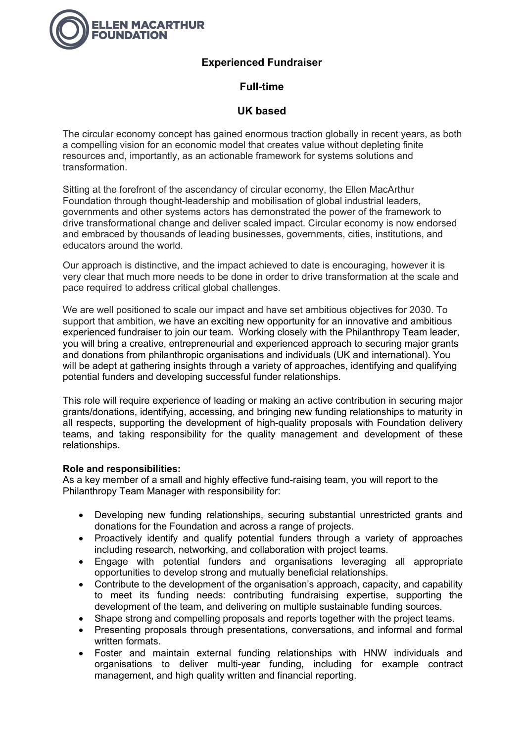ELLEN MACARTHUR FOUNDATION

# Experienced Fundraiser

## Full-time

## UK based

The circular economy concept has gained enormous traction globally in recent years, as both a compelling vision for an economic model that creates value without depleting finite resources and, importantly, as an actionable framework for systems solutions and transformation.

Sitting at the forefront of the ascendancy of circular economy, the Ellen MacArthur Foundation through thought-leadership and mobilisation of global industrial leaders, governments and other systems actors has demonstrated the power of the framework to drive transformational change and deliver scaled impact. Circular economy is now endorsed and embraced by thousands of leading businesses, governments, cities, institutions, and educators around the world.

Our approach is distinctive, and the impact achieved to date is encouraging, however it is very clear that much more needs to be done in order to drive transformation at the scale and pace required to address critical global challenges.

We are well positioned to scale our impact and have set ambitious objectives for 2030. To support that ambition, we have an exciting new opportunity for an innovative and ambitious experienced fundraiser to join our team. Working closely with the Philanthropy Team leader, you will bring a creative, entrepreneurial and experienced approach to securing major grants and donations from philanthropic organisations and individuals (UK and international). You will be adept at gathering insights through a variety of approaches, identifying and qualifying potential funders and developing successful funder relationships.

This role will require experience of leading or making an active contribution in securing major grants/donations, identifying, accessing, and bringing new funding relationships to maturity in all respects, supporting the development of high-quality proposals with Foundation delivery teams, and taking responsibility for the quality management and development of these relationships.

**Role and responsibilities:**

As a key member of a small and highly effective fund-raising team, you will report to the Philanthropy Team Manager with responsibility for:

- Developing new funding relationships, securing substantial unrestricted grants and donations for the Foundation and across a range of projects.
- Proactively identify and qualify potential funders through a variety of approaches including research, networking, and collaboration with project teams.
- Engage with potential funders and organisations leveraging all appropriate opportunities to develop strong and mutually beneficial relationships.
- Contribute to the development of the organisation's approach, capacity, and capability to meet its funding needs: contributing fundraising expertise, supporting the development of the team, and delivering on multiple sustainable funding sources.
- Shape strong and compelling proposals and reports together with the project teams.
- Presenting proposals through presentations, conversations, and informal and formal written formats.
- Foster and maintain external funding relationships with HNW individuals and organisations to deliver multi-year funding, including for example contract management, and high quality written and financial reporting.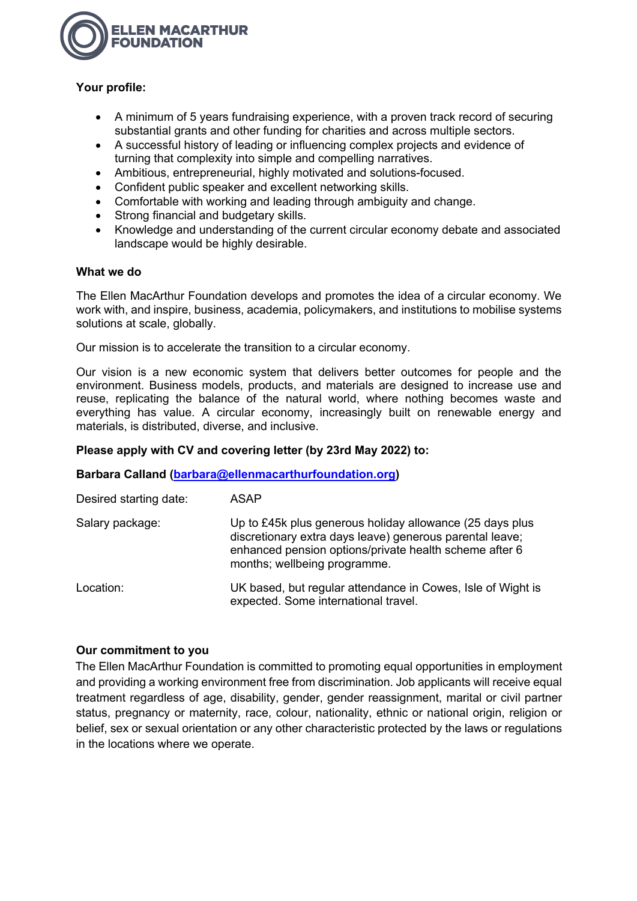**Your profile:**

- A minimum of 5 years fundraising experience, with a proven track record of securing substantial grants and other funding for charities and across multiple sectors.
- A successful history of leading or influencing complex projects and evidence of turning that complexity into simple and compelling narratives.
- Ambitious, entrepreneurial, highly motivated and solutions-focused.
- Confident public speaker and excellent networking skills.
- Comfortable with working and leading through ambiguity and change.
- Strong financial and budgetary skills.
- Knowledge and understanding of the current circular economy debate and associated landscape would be highly desirable.

**What we do**

The Ellen MacArthur Foundation develops and promotes the idea of a circular economy. We work with, and inspire, business, academia, policymakers, and institutions to mobilise systems solutions at scale, globally.

Our mission is to accelerate the transition to a circular economy.

Our vision is a new economic system that delivers better outcomes for people and the environment. Business models, products, and materials are designed to increase use and reuse, replicating the balance of the natural world, where nothing becomes waste and everything has value. A circular economy, increasingly built on renewable energy and materials, is distributed, diverse, and inclusive.

**Please apply with CV and covering letter (by 23rd May 2022) to:**

**Barbara Calland (barbara@ellenmacarthurfoundation.org)**

| | |
|---|---|
| Desired starting date: | ASAP |
| Salary package: | Up to £45k plus generous holiday allowance (25 days plus discretionary extra days leave) generous parental leave; enhanced pension options/private health scheme after 6 months; wellbeing programme. |
| Location: | UK based, but regular attendance in Cowes, Isle of Wight is expected. Some international travel. |

**Our commitment to you**

The Ellen MacArthur Foundation is committed to promoting equal opportunities in employment and providing a working environment free from discrimination. Job applicants will receive equal treatment regardless of age, disability, gender, gender reassignment, marital or civil partner status, pregnancy or maternity, race, colour, nationality, ethnic or national origin, religion or belief, sex or sexual orientation or any other characteristic protected by the laws or regulations in the locations where we operate.